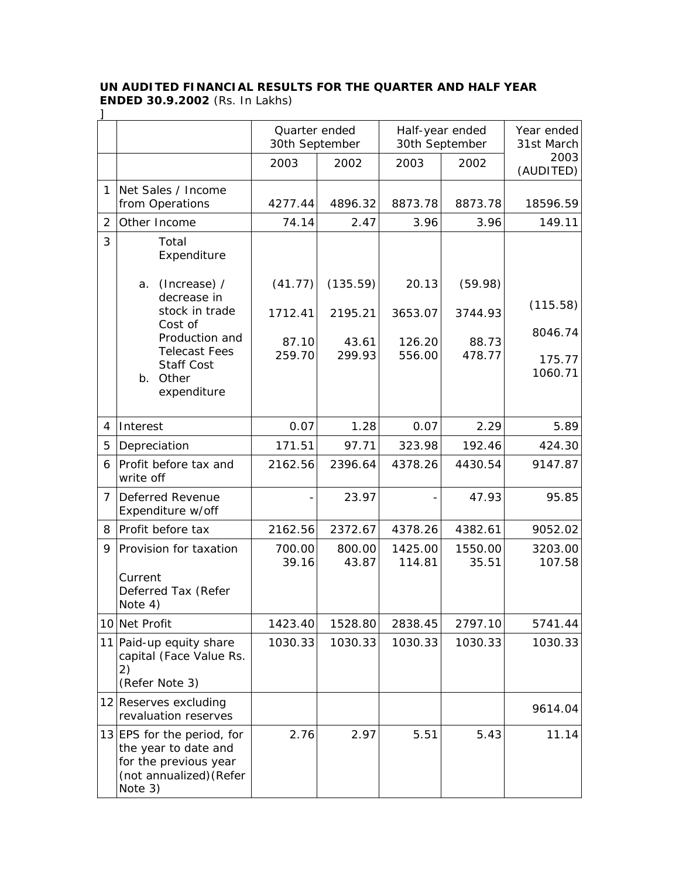**UN AUDITED FINANCIAL RESULTS FOR THE QUARTER AND HALF YEAR ENDED 30.9.2002** (Rs. In Lakhs)

]

| | | Quarter ended 30th September | | Half-year ended 30th September | | Year ended 31st March |
|---|---|---|---|---|---|---|
| | | 2003 | 2002 | 2003 | 2002 | 2003 (AUDITED) |
| 1 | Net Sales / Income from Operations | 4277.44 | 4896.32 | 8873.78 | 8873.78 | 18596.59 |
| 2 | Other Income | 74.14 | 2.47 | 3.96 | 3.96 | 149.11 |
| 3 | Total Expenditure<br>a. (Increase) / decrease in stock in trade<br>Cost of Production and Telecast Fees<br>Staff Cost<br>b. Other expenditure | (41.77)<br>1712.41<br>87.10<br>259.70 | (135.59)<br>2195.21<br>43.61<br>299.93 | 20.13<br>3653.07<br>126.20<br>556.00 | (59.98)<br>3744.93<br>88.73<br>478.77 | (115.58)<br>8046.74<br>175.77<br>1060.71 |
| 4 | Interest | 0.07 | 1.28 | 0.07 | 2.29 | 5.89 |
| 5 | Depreciation | 171.51 | 97.71 | 323.98 | 192.46 | 424.30 |
| 6 | Profit before tax and write off | 2162.56 | 2396.64 | 4378.26 | 4430.54 | 9147.87 |
| 7 | Deferred Revenue Expenditure w/off | - | 23.97 | - | 47.93 | 95.85 |
| 8 | Profit before tax | 2162.56 | 2372.67 | 4378.26 | 4382.61 | 9052.02 |
| 9 | Provision for taxation<br>Current<br>Deferred Tax (Refer Note 4) | 700.00<br>39.16 | 800.00<br>43.87 | 1425.00<br>114.81 | 1550.00<br>35.51 | 3203.00<br>107.58 |
| 10 | Net Profit | 1423.40 | 1528.80 | 2838.45 | 2797.10 | 5741.44 |
| 11 | Paid-up equity share capital (Face Value Rs. 2)<br>(Refer Note 3) | 1030.33 | 1030.33 | 1030.33 | 1030.33 | 1030.33 |
| 12 | Reserves excluding revaluation reserves | | | | | 9614.04 |
| 13 | EPS for the period, for the year to date and for the previous year (not annualized)(Refer Note 3) | 2.76 | 2.97 | 5.51 | 5.43 | 11.14 |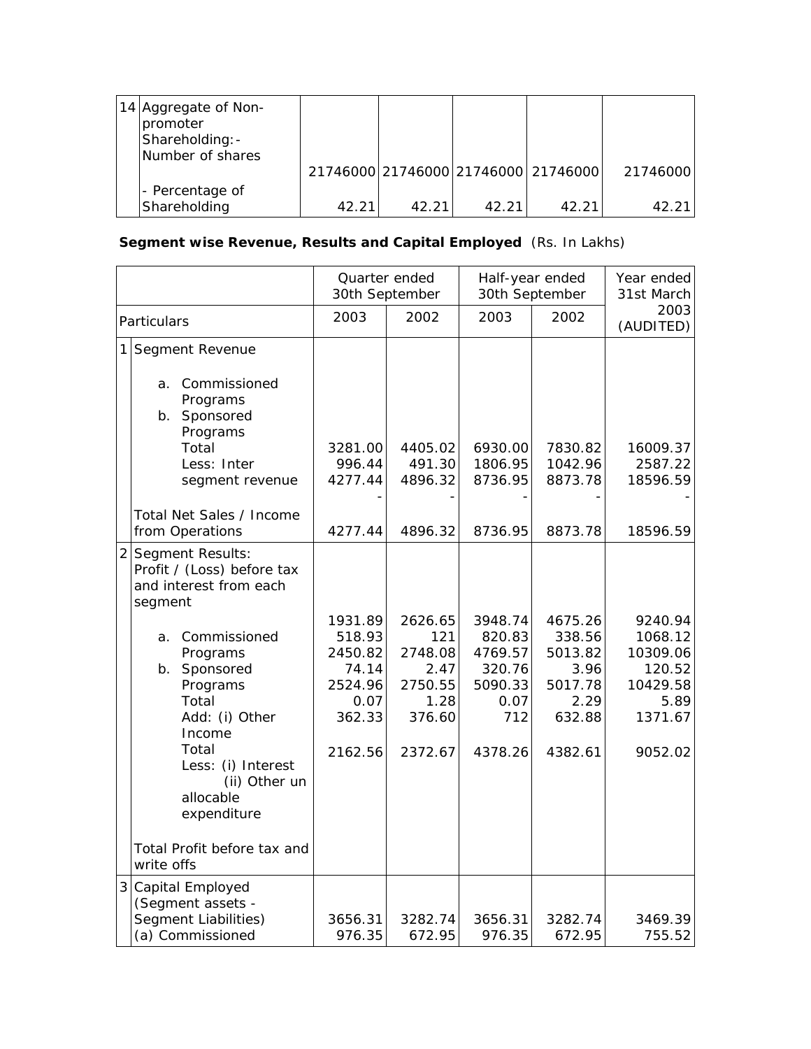| 14 | Aggregate of Non-promoter Shareholding:- Number of shares | 21746000 | 21746000 | 21746000 | 21746000 | 21746000 |
|---|---|---|---|---|---|---|
| | - Percentage of Shareholding | 42.21 | 42.21 | 42.21 | 42.21 | 42.21 |

**Segment wise Revenue, Results and Capital Employed** (Rs. In Lakhs)

| | | Quarter ended 30th September | | Half-year ended 30th September | | Year ended 31st March |
|---|---|---|---|---|---|---|
| | Particulars | 2003 | 2002 | 2003 | 2002 | 2003 (AUDITED) |
| 1 | Segment Revenue | | | | | |
| | a. Commissioned Programs<br>b. Sponsored Programs<br>Total<br>Less: Inter segment revenue | 3281.00<br>996.44<br>4277.44<br>- | 4405.02<br>491.30<br>4896.32<br>- | 6930.00<br>1806.95<br>8736.95<br>- | 7830.82<br>1042.96<br>8873.78<br>- | 16009.37<br>2587.22<br>18596.59<br>- |
| | Total Net Sales / Income from Operations | 4277.44 | 4896.32 | 8736.95 | 8873.78 | 18596.59 |
| 2 | Segment Results:<br>Profit / (Loss) before tax and interest from each segment | | | | | |
| | a. Commissioned Programs<br>b. Sponsored Programs<br>Total<br>Add: (i) Other Income<br>Total<br>Less: (i) Interest<br>(ii) Other un allocable expenditure | 1931.89<br>518.93<br>2450.82<br>74.14<br>2524.96<br>0.07<br>362.33 | 2626.65<br>121<br>2748.08<br>2.47<br>2750.55<br>1.28<br>376.60 | 3948.74<br>820.83<br>4769.57<br>320.76<br>5090.33<br>0.07<br>712 | 4675.26<br>338.56<br>5013.82<br>3.96<br>5017.78<br>2.29<br>632.88 | 9240.94<br>1068.12<br>10309.06<br>120.52<br>10429.58<br>5.89<br>1371.67 |
| | Total Profit before tax and write offs | 2162.56 | 2372.67 | 4378.26 | 4382.61 | 9052.02 |
| 3 | Capital Employed (Segment assets - Segment Liabilities)<br>(a) Commissioned | 3656.31<br>976.35 | 3282.74<br>672.95 | 3656.31<br>976.35 | 3282.74<br>672.95 | 3469.39<br>755.52 |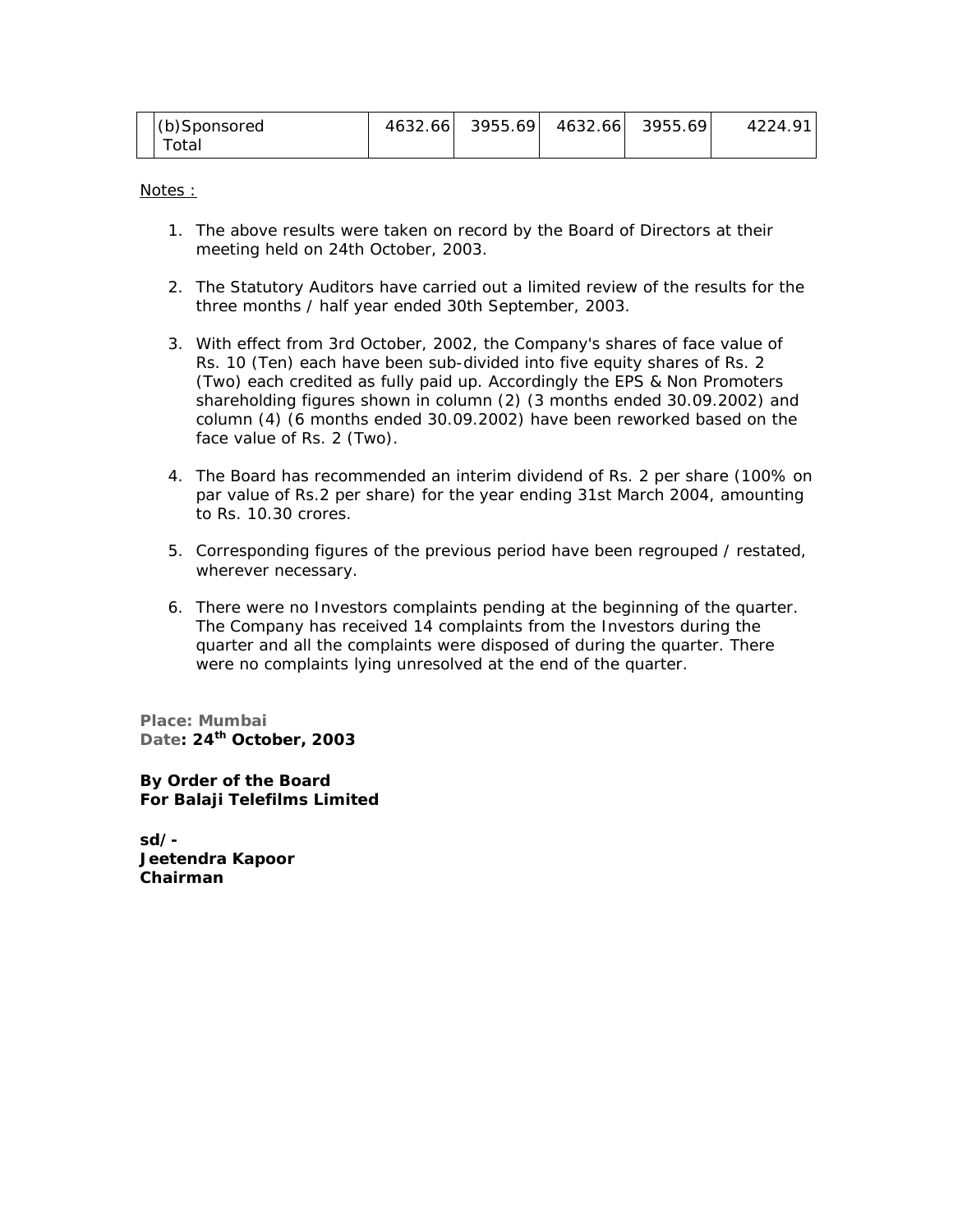| | | | | | | |
|---|---|---|---|---|---|---|
| | (b)Sponsored Total | 4632.66 | 3955.69 | 4632.66 | 3955.69 | 4224.91 |

Notes :

1. The above results were taken on record by the Board of Directors at their meeting held on 24th October, 2003.

2. The Statutory Auditors have carried out a limited review of the results for the three months / half year ended 30th September, 2003.

3. With effect from 3rd October, 2002, the Company's shares of face value of Rs. 10 (Ten) each have been sub-divided into five equity shares of Rs. 2 (Two) each credited as fully paid up. Accordingly the EPS & Non Promoters shareholding figures shown in column (2) (3 months ended 30.09.2002) and column (4) (6 months ended 30.09.2002) have been reworked based on the face value of Rs. 2 (Two).

4. The Board has recommended an interim dividend of Rs. 2 per share (100% on par value of Rs.2 per share) for the year ending 31st March 2004, amounting to Rs. 10.30 crores.

5. Corresponding figures of the previous period have been regrouped / restated, wherever necessary.

6. There were no Investors complaints pending at the beginning of the quarter. The Company has received 14 complaints from the Investors during the quarter and all the complaints were disposed of during the quarter. There were no complaints lying unresolved at the end of the quarter.

**Place: Mumbai**
**Date: 24th October, 2003**

**By Order of the Board**
**For Balaji Telefilms Limited**

**sd/-**
**Jeetendra Kapoor**
**Chairman**